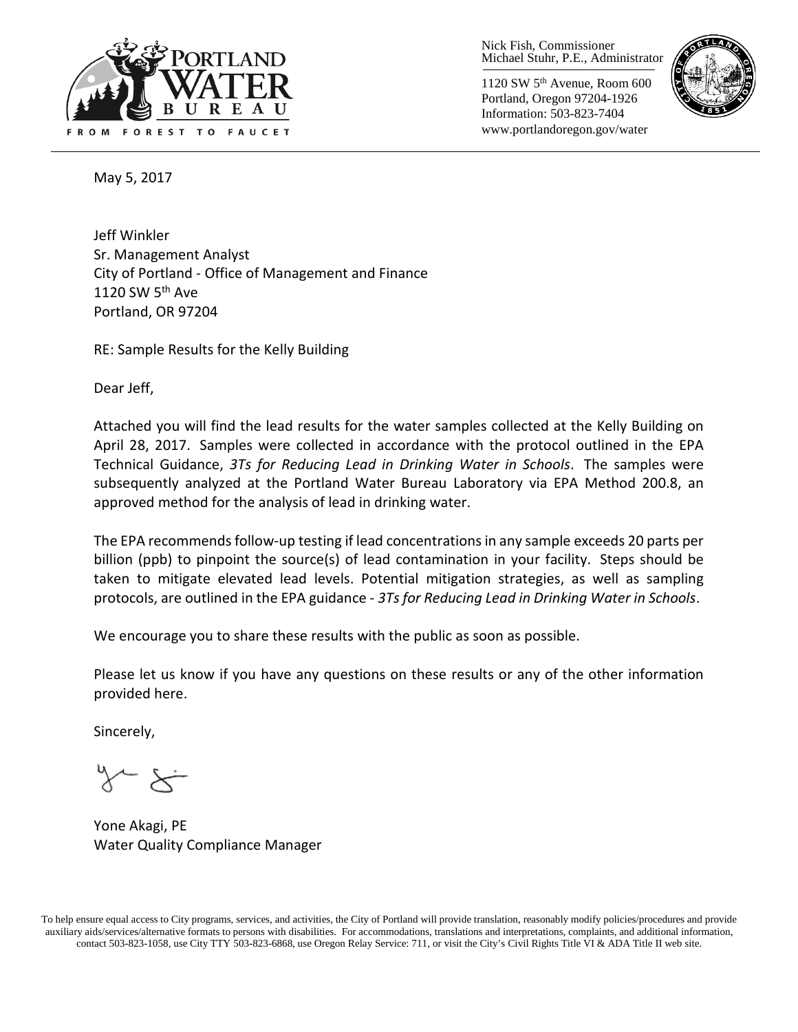Nick Fish, Commissioner
Michael Stuhr, P.E., Administrator

1120 SW 5th Avenue, Room 600
Portland, Oregon 97204-1926
Information: 503-823-7404
www.portlandoregon.gov/water

May 5, 2017

Jeff Winkler
Sr. Management Analyst
City of Portland - Office of Management and Finance
1120 SW 5th Ave
Portland, OR 97204

RE: Sample Results for the Kelly Building

Dear Jeff,

Attached you will find the lead results for the water samples collected at the Kelly Building on April 28, 2017. Samples were collected in accordance with the protocol outlined in the EPA Technical Guidance, *3Ts for Reducing Lead in Drinking Water in Schools*. The samples were subsequently analyzed at the Portland Water Bureau Laboratory via EPA Method 200.8, an approved method for the analysis of lead in drinking water.

The EPA recommends follow-up testing if lead concentrations in any sample exceeds 20 parts per billion (ppb) to pinpoint the source(s) of lead contamination in your facility. Steps should be taken to mitigate elevated lead levels. Potential mitigation strategies, as well as sampling protocols, are outlined in the EPA guidance - *3Ts for Reducing Lead in Drinking Water in Schools*.

We encourage you to share these results with the public as soon as possible.

Please let us know if you have any questions on these results or any of the other information provided here.

Sincerely,

Yone Akagi, PE
Water Quality Compliance Manager

To help ensure equal access to City programs, services, and activities, the City of Portland will provide translation, reasonably modify policies/procedures and provide auxiliary aids/services/alternative formats to persons with disabilities. For accommodations, translations and interpretations, complaints, and additional information, contact 503-823-1058, use City TTY 503-823-6868, use Oregon Relay Service: 711, or visit the City's Civil Rights Title VI & ADA Title II web site.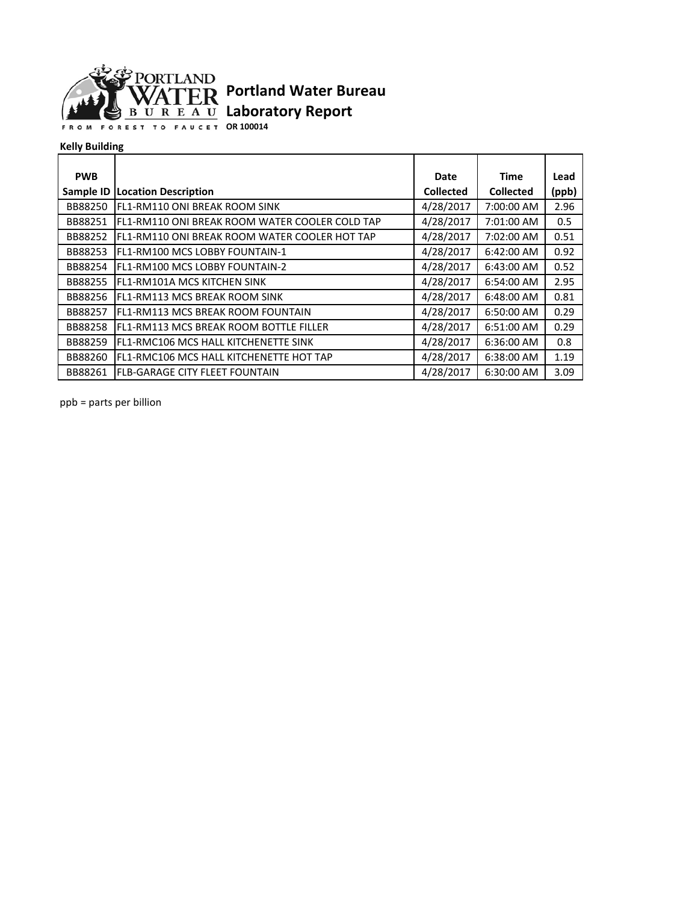# Portland Water Bureau Laboratory Report

PORTLAND WATER BUREAU

FROM FOREST TO FAUCET

OR 100014

**Kelly Building**

| PWB Sample ID | Location Description | Date Collected | Time Collected | Lead (ppb) |
|---|---|---|---|---|
| BB88250 | FL1-RM110 ONI BREAK ROOM SINK | 4/28/2017 | 7:00:00 AM | 2.96 |
| BB88251 | FL1-RM110 ONI BREAK ROOM WATER COOLER COLD TAP | 4/28/2017 | 7:01:00 AM | 0.5 |
| BB88252 | FL1-RM110 ONI BREAK ROOM WATER COOLER HOT TAP | 4/28/2017 | 7:02:00 AM | 0.51 |
| BB88253 | FL1-RM100 MCS LOBBY FOUNTAIN-1 | 4/28/2017 | 6:42:00 AM | 0.92 |
| BB88254 | FL1-RM100 MCS LOBBY FOUNTAIN-2 | 4/28/2017 | 6:43:00 AM | 0.52 |
| BB88255 | FL1-RM101A MCS KITCHEN SINK | 4/28/2017 | 6:54:00 AM | 2.95 |
| BB88256 | FL1-RM113 MCS BREAK ROOM SINK | 4/28/2017 | 6:48:00 AM | 0.81 |
| BB88257 | FL1-RM113 MCS BREAK ROOM FOUNTAIN | 4/28/2017 | 6:50:00 AM | 0.29 |
| BB88258 | FL1-RM113 MCS BREAK ROOM BOTTLE FILLER | 4/28/2017 | 6:51:00 AM | 0.29 |
| BB88259 | FL1-RMC106 MCS HALL KITCHENETTE SINK | 4/28/2017 | 6:36:00 AM | 0.8 |
| BB88260 | FL1-RMC106 MCS HALL KITCHENETTE HOT TAP | 4/28/2017 | 6:38:00 AM | 1.19 |
| BB88261 | FLB-GARAGE CITY FLEET FOUNTAIN | 4/28/2017 | 6:30:00 AM | 3.09 |

ppb = parts per billion